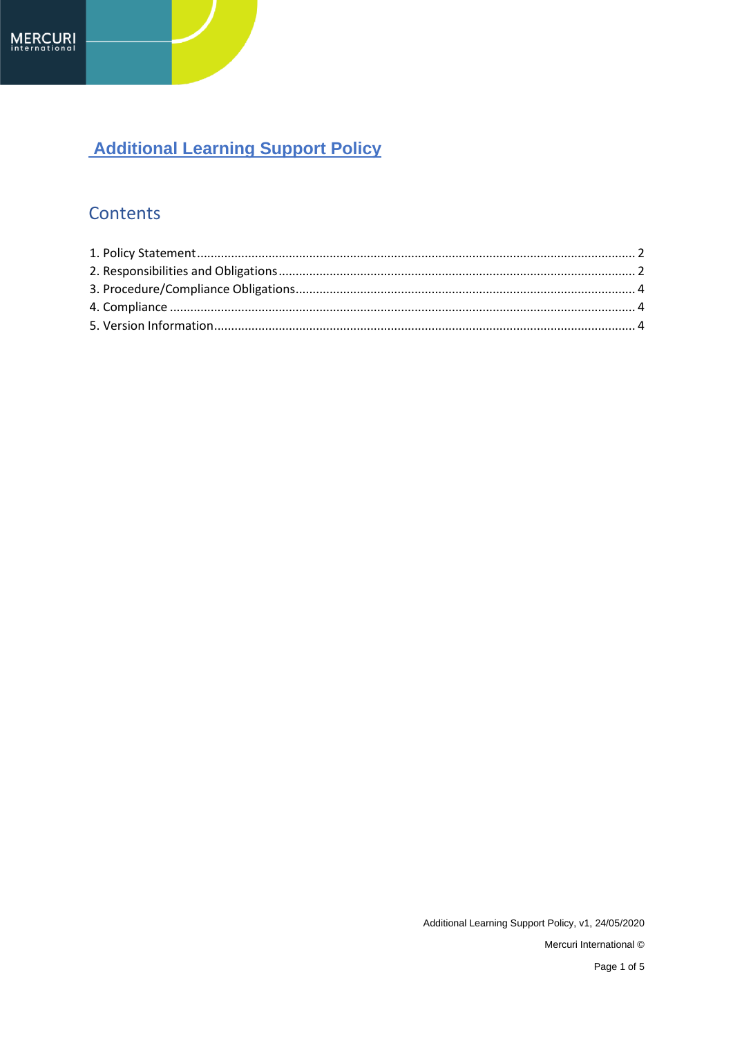# Additional Learning Support Policy

## Contents

1. Policy Statement ........ 2
2. Responsibilities and Obligations ........ 2
3. Procedure/Compliance Obligations ........ 4
4. Compliance ........ 4
5. Version Information ........ 4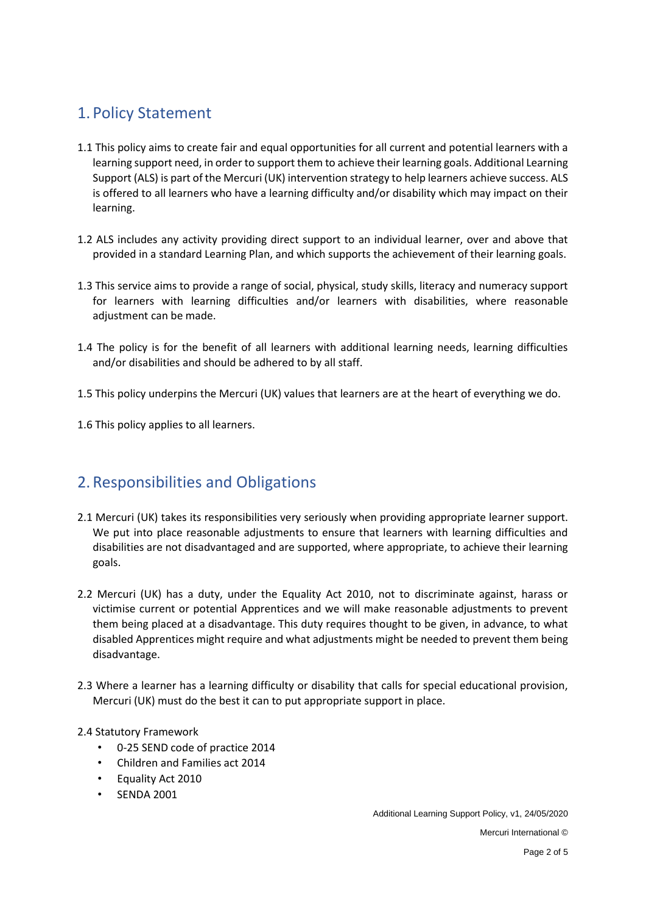## 1. Policy Statement

1.1 This policy aims to create fair and equal opportunities for all current and potential learners with a learning support need, in order to support them to achieve their learning goals. Additional Learning Support (ALS) is part of the Mercuri (UK) intervention strategy to help learners achieve success. ALS is offered to all learners who have a learning difficulty and/or disability which may impact on their learning.

1.2 ALS includes any activity providing direct support to an individual learner, over and above that provided in a standard Learning Plan, and which supports the achievement of their learning goals.

1.3 This service aims to provide a range of social, physical, study skills, literacy and numeracy support for learners with learning difficulties and/or learners with disabilities, where reasonable adjustment can be made.

1.4 The policy is for the benefit of all learners with additional learning needs, learning difficulties and/or disabilities and should be adhered to by all staff.

1.5 This policy underpins the Mercuri (UK) values that learners are at the heart of everything we do.

1.6 This policy applies to all learners.

## 2. Responsibilities and Obligations

2.1 Mercuri (UK) takes its responsibilities very seriously when providing appropriate learner support. We put into place reasonable adjustments to ensure that learners with learning difficulties and disabilities are not disadvantaged and are supported, where appropriate, to achieve their learning goals.

2.2 Mercuri (UK) has a duty, under the Equality Act 2010, not to discriminate against, harass or victimise current or potential Apprentices and we will make reasonable adjustments to prevent them being placed at a disadvantage. This duty requires thought to be given, in advance, to what disabled Apprentices might require and what adjustments might be needed to prevent them being disadvantage.

2.3 Where a learner has a learning difficulty or disability that calls for special educational provision, Mercuri (UK) must do the best it can to put appropriate support in place.

2.4 Statutory Framework

- 0-25 SEND code of practice 2014
- Children and Families act 2014
- Equality Act 2010
- SENDA 2001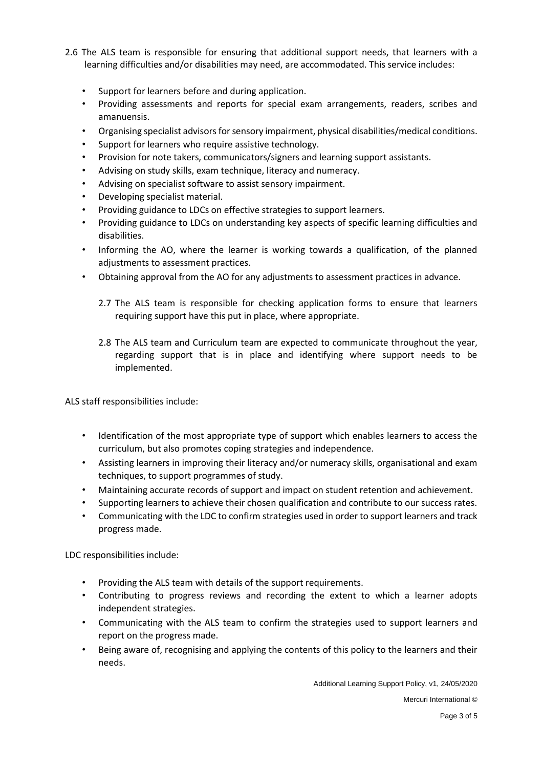2.6 The ALS team is responsible for ensuring that additional support needs, that learners with a learning difficulties and/or disabilities may need, are accommodated. This service includes:

- Support for learners before and during application.
- Providing assessments and reports for special exam arrangements, readers, scribes and amanuensis.
- Organising specialist advisors for sensory impairment, physical disabilities/medical conditions.
- Support for learners who require assistive technology.
- Provision for note takers, communicators/signers and learning support assistants.
- Advising on study skills, exam technique, literacy and numeracy.
- Advising on specialist software to assist sensory impairment.
- Developing specialist material.
- Providing guidance to LDCs on effective strategies to support learners.
- Providing guidance to LDCs on understanding key aspects of specific learning difficulties and disabilities.
- Informing the AO, where the learner is working towards a qualification, of the planned adjustments to assessment practices.
- Obtaining approval from the AO for any adjustments to assessment practices in advance.

2.7 The ALS team is responsible for checking application forms to ensure that learners requiring support have this put in place, where appropriate.

2.8 The ALS team and Curriculum team are expected to communicate throughout the year, regarding support that is in place and identifying where support needs to be implemented.

ALS staff responsibilities include:

- Identification of the most appropriate type of support which enables learners to access the curriculum, but also promotes coping strategies and independence.
- Assisting learners in improving their literacy and/or numeracy skills, organisational and exam techniques, to support programmes of study.
- Maintaining accurate records of support and impact on student retention and achievement.
- Supporting learners to achieve their chosen qualification and contribute to our success rates.
- Communicating with the LDC to confirm strategies used in order to support learners and track progress made.

LDC responsibilities include:

- Providing the ALS team with details of the support requirements.
- Contributing to progress reviews and recording the extent to which a learner adopts independent strategies.
- Communicating with the ALS team to confirm the strategies used to support learners and report on the progress made.
- Being aware of, recognising and applying the contents of this policy to the learners and their needs.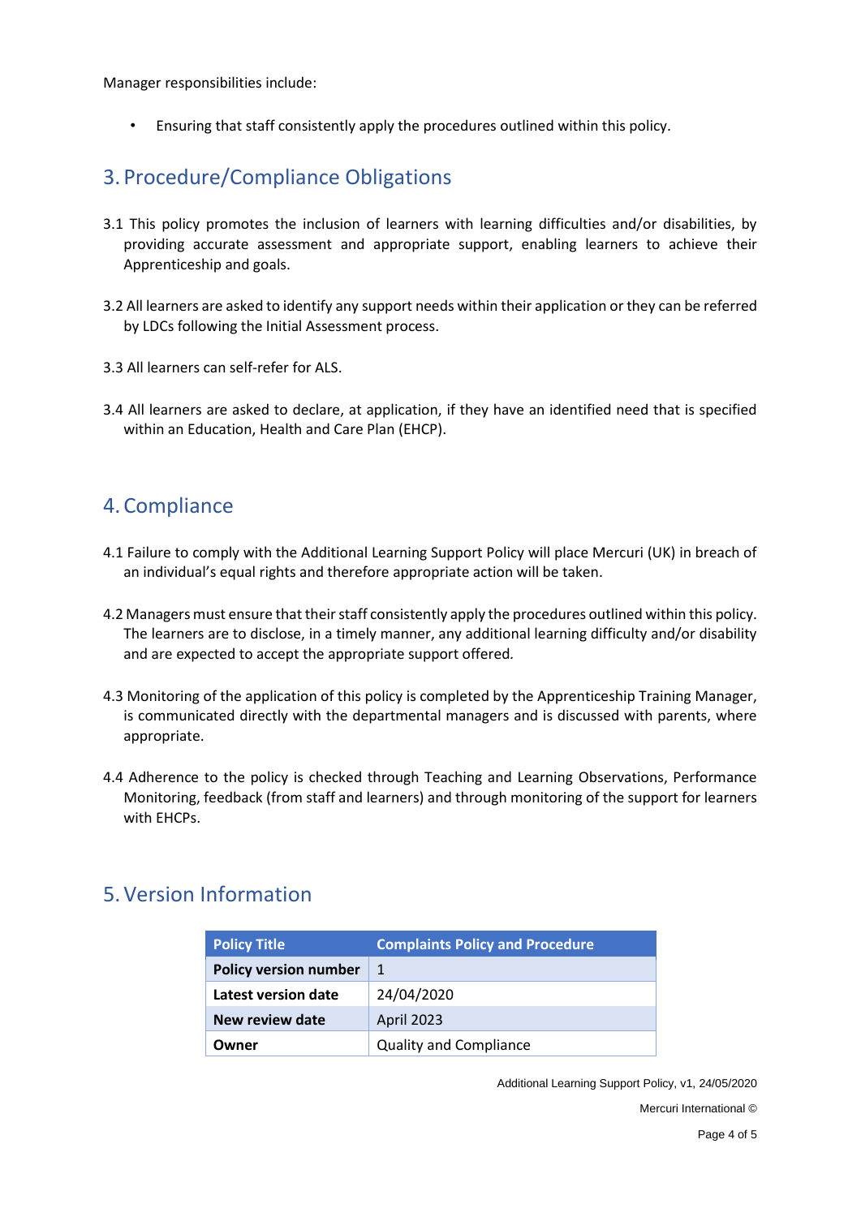Manager responsibilities include:

- Ensuring that staff consistently apply the procedures outlined within this policy.

## 3. Procedure/Compliance Obligations

3.1 This policy promotes the inclusion of learners with learning difficulties and/or disabilities, by providing accurate assessment and appropriate support, enabling learners to achieve their Apprenticeship and goals.

3.2 All learners are asked to identify any support needs within their application or they can be referred by LDCs following the Initial Assessment process.

3.3 All learners can self-refer for ALS.

3.4 All learners are asked to declare, at application, if they have an identified need that is specified within an Education, Health and Care Plan (EHCP).

## 4. Compliance

4.1 Failure to comply with the Additional Learning Support Policy will place Mercuri (UK) in breach of an individual's equal rights and therefore appropriate action will be taken.

4.2 Managers must ensure that their staff consistently apply the procedures outlined within this policy. The learners are to disclose, in a timely manner, any additional learning difficulty and/or disability and are expected to accept the appropriate support offered.

4.3 Monitoring of the application of this policy is completed by the Apprenticeship Training Manager, is communicated directly with the departmental managers and is discussed with parents, where appropriate.

4.4 Adherence to the policy is checked through Teaching and Learning Observations, Performance Monitoring, feedback (from staff and learners) and through monitoring of the support for learners with EHCPs.

## 5. Version Information

| Policy Title | Complaints Policy and Procedure |
|---|---|
| **Policy version number** | 1 |
| **Latest version date** | 24/04/2020 |
| **New review date** | April 2023 |
| **Owner** | Quality and Compliance |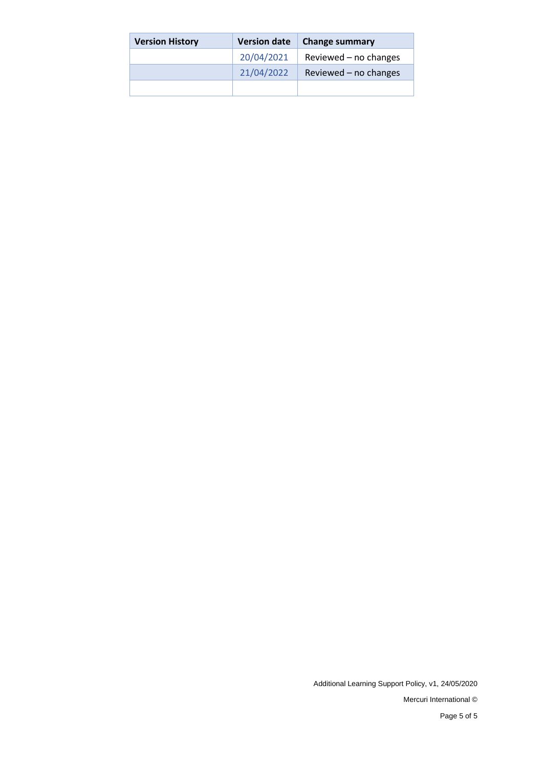| Version History | Version date | Change summary |
| --- | --- | --- |
| | 20/04/2021 | Reviewed – no changes |
| | 21/04/2022 | Reviewed – no changes |
| | | |